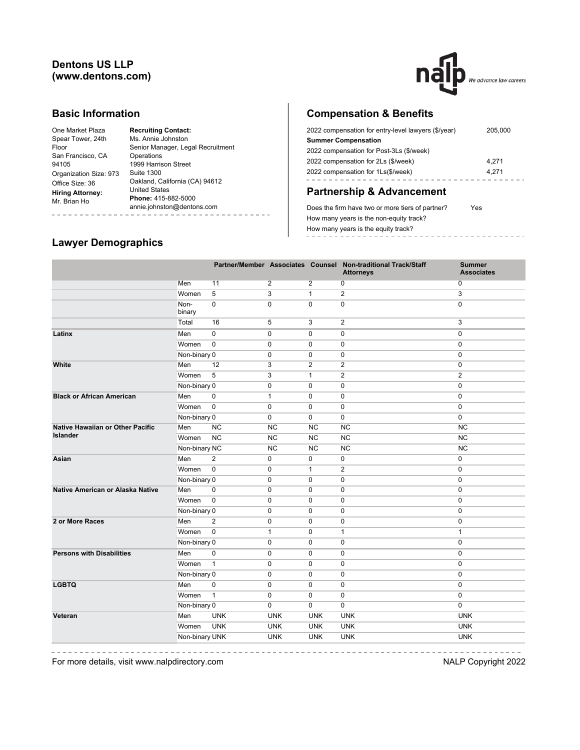# Dentons US LLP
# (www.dentons.com)

## Basic Information

One Market Plaza
Spear Tower, 24th Floor
San Francisco, CA 94105
Organization Size: 973
Office Size: 36

**Hiring Attorney:**
Mr. Brian Ho

**Recruiting Contact:**
Ms. Annie Johnston
Senior Manager, Legal Recruitment Operations
1999 Harrison Street
Suite 1300
Oakland, California (CA) 94612
United States
**Phone:** 415-882-5000
annie.johnston@dentons.com

## Compensation & Benefits

| | |
|---|---|
| 2022 compensation for entry-level lawyers ($/year) | 205,000 |
| **Summer Compensation** | |
| 2022 compensation for Post-3Ls ($/week) | |
| 2022 compensation for 2Ls ($/week) | 4,271 |
| 2022 compensation for 1Ls($/week) | 4,271 |

## Partnership & Advancement

| | |
|---|---|
| Does the firm have two or more tiers of partner? | Yes |
| How many years is the non-equity track? | |
| How many years is the equity track? | |

## Lawyer Demographics

| | | Partner/Member | Associates | Counsel | Non-traditional Track/Staff Attorneys | Summer Associates |
|---|---|---|---|---|---|---|
| | Men | 11 | 2 | 2 | 0 | 0 |
| | Women | 5 | 3 | 1 | 2 | 3 |
| | Non-binary | 0 | 0 | 0 | 0 | 0 |
| | Total | 16 | 5 | 3 | 2 | 3 |
| **Latinx** | Men | 0 | 0 | 0 | 0 | 0 |
| | Women | 0 | 0 | 0 | 0 | 0 |
| | Non-binary | 0 | 0 | 0 | 0 | 0 |
| **White** | Men | 12 | 3 | 2 | 2 | 0 |
| | Women | 5 | 3 | 1 | 2 | 2 |
| | Non-binary | 0 | 0 | 0 | 0 | 0 |
| **Black or African American** | Men | 0 | 1 | 0 | 0 | 0 |
| | Women | 0 | 0 | 0 | 0 | 0 |
| | Non-binary | 0 | 0 | 0 | 0 | 0 |
| **Native Hawaiian or Other Pacific Islander** | Men | NC | NC | NC | NC | NC |
| | Women | NC | NC | NC | NC | NC |
| | Non-binary | NC | NC | NC | NC | NC |
| **Asian** | Men | 2 | 0 | 0 | 0 | 0 |
| | Women | 0 | 0 | 1 | 2 | 0 |
| | Non-binary | 0 | 0 | 0 | 0 | 0 |
| **Native American or Alaska Native** | Men | 0 | 0 | 0 | 0 | 0 |
| | Women | 0 | 0 | 0 | 0 | 0 |
| | Non-binary | 0 | 0 | 0 | 0 | 0 |
| **2 or More Races** | Men | 2 | 0 | 0 | 0 | 0 |
| | Women | 0 | 1 | 0 | 1 | 1 |
| | Non-binary | 0 | 0 | 0 | 0 | 0 |
| **Persons with Disabilities** | Men | 0 | 0 | 0 | 0 | 0 |
| | Women | 1 | 0 | 0 | 0 | 0 |
| | Non-binary | 0 | 0 | 0 | 0 | 0 |
| **LGBTQ** | Men | 0 | 0 | 0 | 0 | 0 |
| | Women | 1 | 0 | 0 | 0 | 0 |
| | Non-binary | 0 | 0 | 0 | 0 | 0 |
| **Veteran** | Men | UNK | UNK | UNK | UNK | UNK |
| | Women | UNK | UNK | UNK | UNK | UNK |
| | Non-binary | UNK | UNK | UNK | UNK | UNK |

For more details, visit www.nalpdirectory.com

NALP Copyright 2022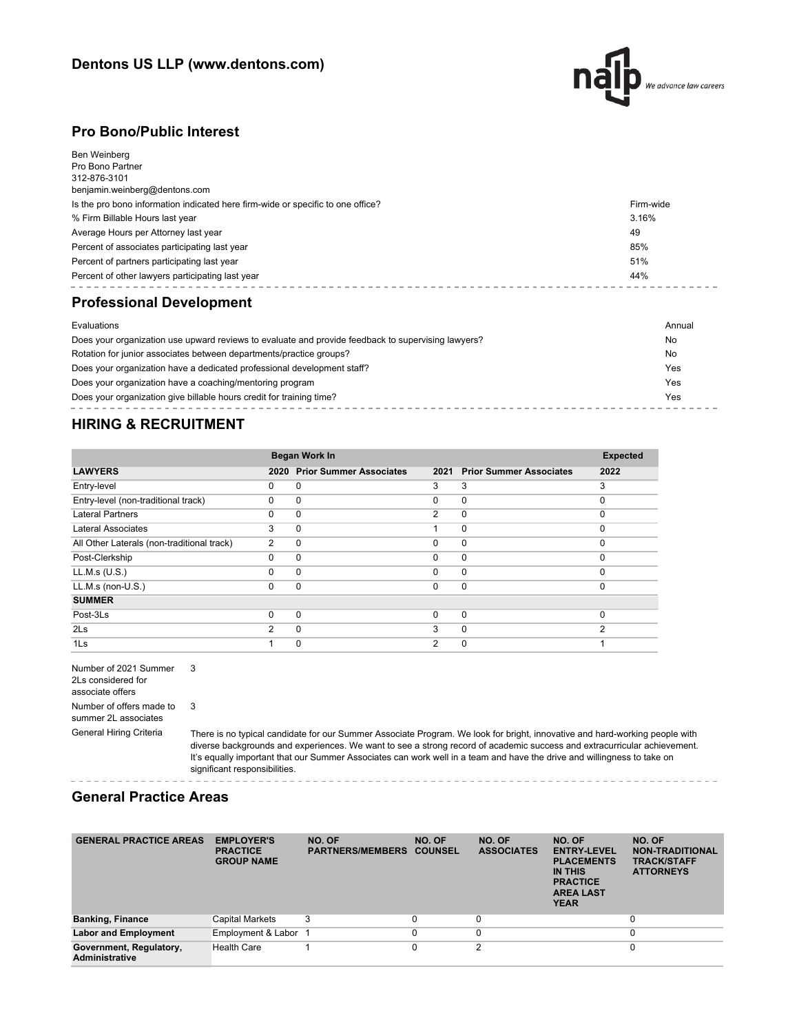## Dentons US LLP (www.dentons.com)

## Pro Bono/Public Interest

Ben Weinberg
Pro Bono Partner
312-876-3101
benjamin.weinberg@dentons.com

| | |
|---|---|
| Is the pro bono information indicated here firm-wide or specific to one office? | Firm-wide |
| % Firm Billable Hours last year | 3.16% |
| Average Hours per Attorney last year | 49 |
| Percent of associates participating last year | 85% |
| Percent of partners participating last year | 51% |
| Percent of other lawyers participating last year | 44% |

## Professional Development

| | |
|---|---|
| Evaluations | Annual |
| Does your organization use upward reviews to evaluate and provide feedback to supervising lawyers? | No |
| Rotation for junior associates between departments/practice groups? | No |
| Does your organization have a dedicated professional development staff? | Yes |
| Does your organization have a coaching/mentoring program | Yes |
| Does your organization give billable hours credit for training time? | Yes |

## HIRING & RECRUITMENT

| | Began Work In | | | | Expected |
|---|---|---|---|---|---|
| **LAWYERS** | **2020** | **Prior Summer Associates** | **2021** | **Prior Summer Associates** | **2022** |
| Entry-level | 0 | 0 | 3 | 3 | 3 |
| Entry-level (non-traditional track) | 0 | 0 | 0 | 0 | 0 |
| Lateral Partners | 0 | 0 | 2 | 0 | 0 |
| Lateral Associates | 3 | 0 | 1 | 0 | 0 |
| All Other Laterals (non-traditional track) | 2 | 0 | 0 | 0 | 0 |
| Post-Clerkship | 0 | 0 | 0 | 0 | 0 |
| LL.M.s (U.S.) | 0 | 0 | 0 | 0 | 0 |
| LL.M.s (non-U.S.) | 0 | 0 | 0 | 0 | 0 |
| **SUMMER** | | | | | |
| Post-3Ls | 0 | 0 | 0 | 0 | 0 |
| 2Ls | 2 | 0 | 3 | 0 | 2 |
| 1Ls | 1 | 0 | 2 | 0 | 1 |

| | |
|---|---|
| Number of 2021 Summer 2Ls considered for associate offers | 3 |
| Number of offers made to summer 2L associates | 3 |
| General Hiring Criteria | There is no typical candidate for our Summer Associate Program. We look for bright, innovative and hard-working people with diverse backgrounds and experiences. We want to see a strong record of academic success and extracurricular achievement. It's equally important that our Summer Associates can work well in a team and have the drive and willingness to take on significant responsibilities. |

## General Practice Areas

| GENERAL PRACTICE AREAS | EMPLOYER'S PRACTICE GROUP NAME | NO. OF PARTNERS/MEMBERS | NO. OF COUNSEL | NO. OF ASSOCIATES | NO. OF ENTRY-LEVEL PLACEMENTS IN THIS PRACTICE AREA LAST YEAR | NO. OF NON-TRADITIONAL TRACK/STAFF ATTORNEYS |
|---|---|---|---|---|---|---|
| **Banking, Finance** | Capital Markets | 3 | 0 | 0 | | 0 |
| **Labor and Employment** | Employment & Labor | 1 | 0 | 0 | | 0 |
| **Government, Regulatory, Administrative** | Health Care | 1 | 0 | 2 | | 0 |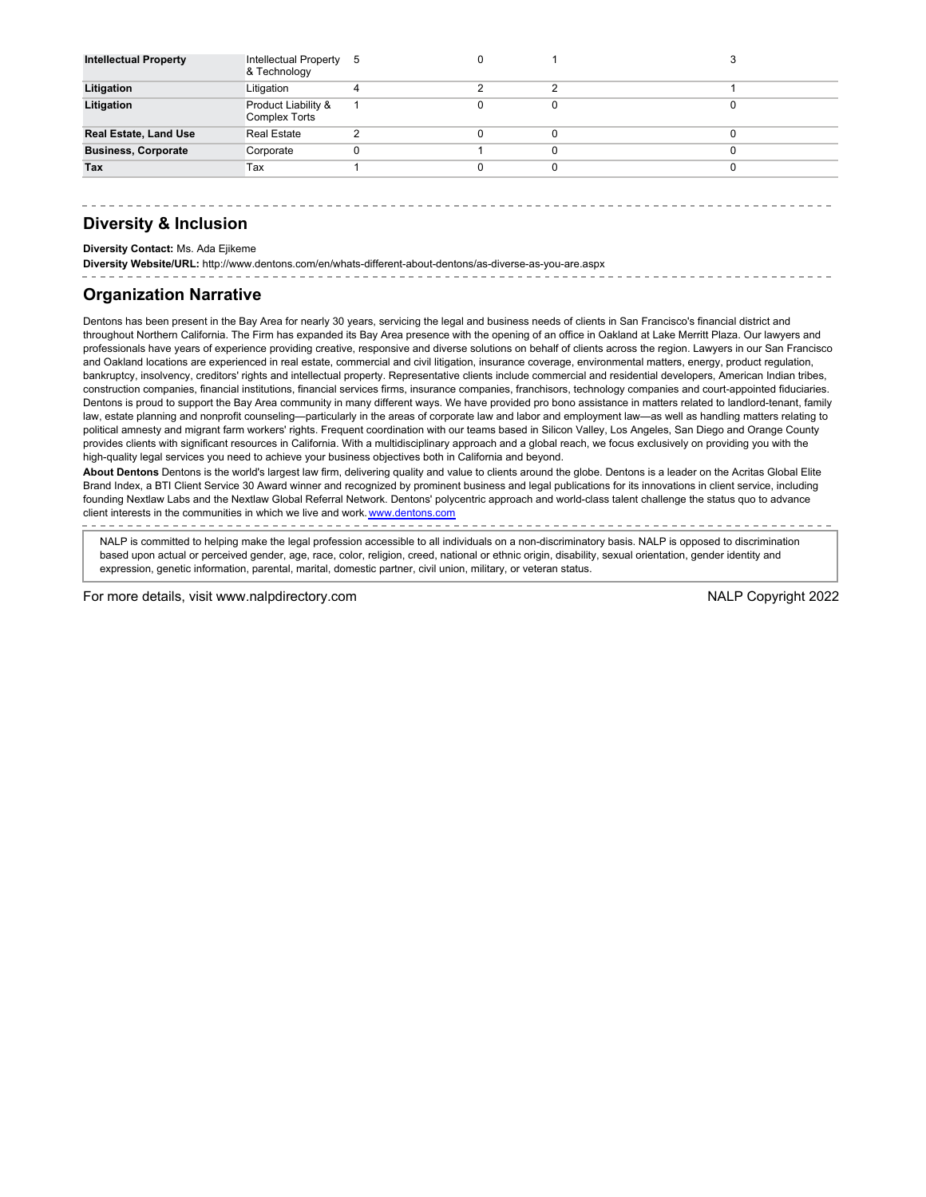| | | | | | |
|---|---|---|---|---|---|
| **Intellectual Property** | Intellectual Property & Technology | 5 | 0 | 1 | 3 |
| **Litigation** | Litigation | 4 | 2 | 2 | 1 |
| **Litigation** | Product Liability & Complex Torts | 1 | 0 | 0 | 0 |
| **Real Estate, Land Use** | Real Estate | 2 | 0 | 0 | 0 |
| **Business, Corporate** | Corporate | 0 | 1 | 0 | 0 |
| **Tax** | Tax | 1 | 0 | 0 | 0 |

## Diversity & Inclusion

**Diversity Contact:** Ms. Ada Ejikeme

**Diversity Website/URL:** http://www.dentons.com/en/whats-different-about-dentons/as-diverse-as-you-are.aspx

## Organization Narrative

Dentons has been present in the Bay Area for nearly 30 years, servicing the legal and business needs of clients in San Francisco's financial district and throughout Northern California. The Firm has expanded its Bay Area presence with the opening of an office in Oakland at Lake Merritt Plaza. Our lawyers and professionals have years of experience providing creative, responsive and diverse solutions on behalf of clients across the region. Lawyers in our San Francisco and Oakland locations are experienced in real estate, commercial and civil litigation, insurance coverage, environmental matters, energy, product regulation, bankruptcy, insolvency, creditors' rights and intellectual property. Representative clients include commercial and residential developers, American Indian tribes, construction companies, financial institutions, financial services firms, insurance companies, franchisors, technology companies and court-appointed fiduciaries. Dentons is proud to support the Bay Area community in many different ways. We have provided pro bono assistance in matters related to landlord-tenant, family law, estate planning and nonprofit counseling—particularly in the areas of corporate law and labor and employment law—as well as handling matters relating to political amnesty and migrant farm workers' rights. Frequent coordination with our teams based in Silicon Valley, Los Angeles, San Diego and Orange County provides clients with significant resources in California. With a multidisciplinary approach and a global reach, we focus exclusively on providing you with the high-quality legal services you need to achieve your business objectives both in California and beyond.

**About Dentons** Dentons is the world's largest law firm, delivering quality and value to clients around the globe. Dentons is a leader on the Acritas Global Elite Brand Index, a BTI Client Service 30 Award winner and recognized by prominent business and legal publications for its innovations in client service, including founding Nextlaw Labs and the Nextlaw Global Referral Network. Dentons' polycentric approach and world-class talent challenge the status quo to advance client interests in the communities in which we live and work. www.dentons.com

NALP is committed to helping make the legal profession accessible to all individuals on a non-discriminatory basis. NALP is opposed to discrimination based upon actual or perceived gender, age, race, color, religion, creed, national or ethnic origin, disability, sexual orientation, gender identity and expression, genetic information, parental, marital, domestic partner, civil union, military, or veteran status.

For more details, visit www.nalpdirectory.com

NALP Copyright 2022